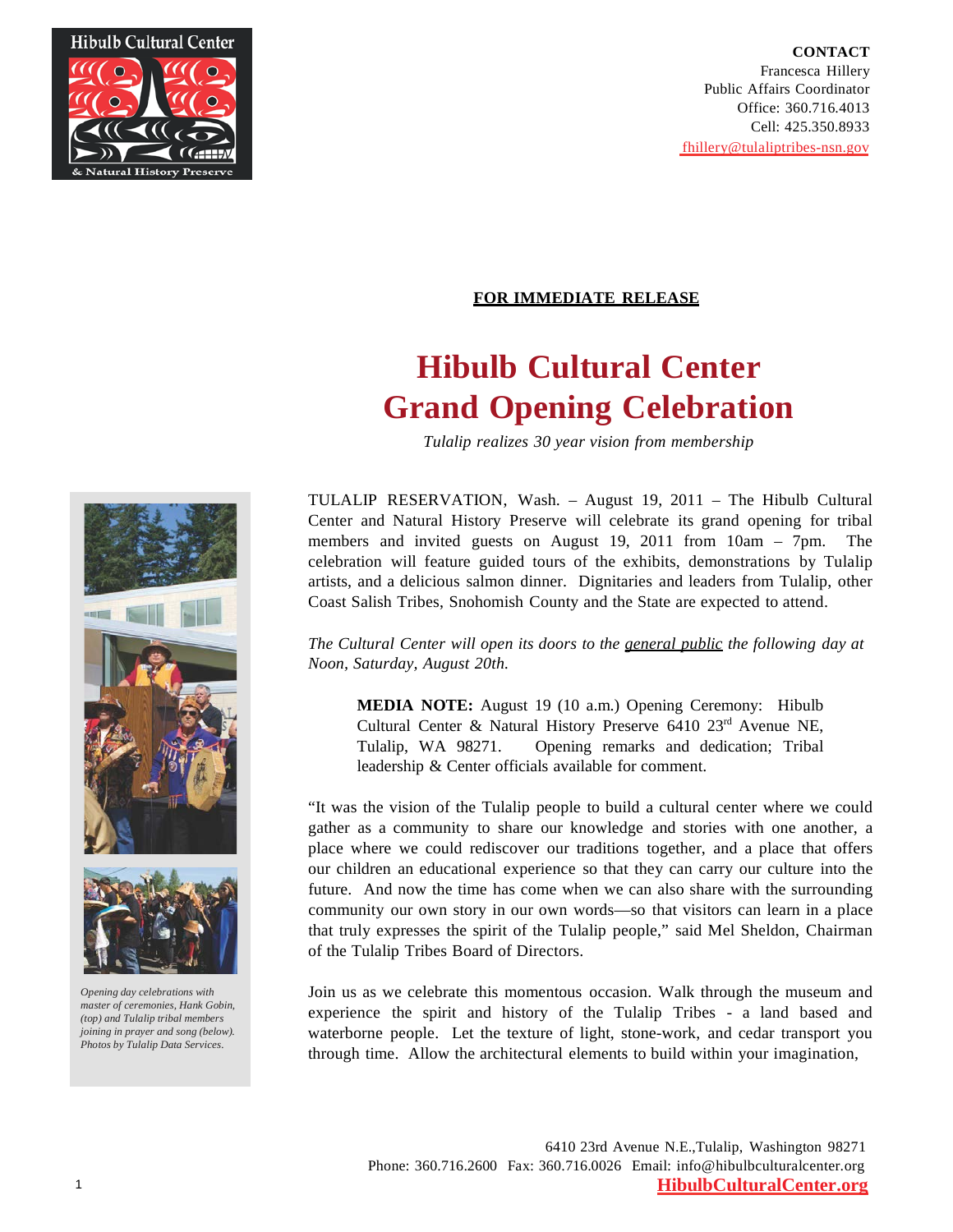Hibulb Cultural Center & Natural History Preserve

**CONTACT**
Francesca Hillery
Public Affairs Coordinator
Office: 360.716.4013
Cell: 425.350.8933
fhillery@tulaliptribes-nsn.gov

**FOR IMMEDIATE RELEASE**

# Hibulb Cultural Center Grand Opening Celebration

*Tulalip realizes 30 year vision from membership*

TULALIP RESERVATION, Wash. – August 19, 2011 – The Hibulb Cultural Center and Natural History Preserve will celebrate its grand opening for tribal members and invited guests on August 19, 2011 from 10am – 7pm. The celebration will feature guided tours of the exhibits, demonstrations by Tulalip artists, and a delicious salmon dinner. Dignitaries and leaders from Tulalip, other Coast Salish Tribes, Snohomish County and the State are expected to attend.

*The Cultural Center will open its doors to the general public the following day at Noon, Saturday, August 20th.*

> **MEDIA NOTE:** August 19 (10 a.m.) Opening Ceremony: Hibulb Cultural Center & Natural History Preserve 6410 23rd Avenue NE, Tulalip, WA 98271. Opening remarks and dedication; Tribal leadership & Center officials available for comment.

"It was the vision of the Tulalip people to build a cultural center where we could gather as a community to share our knowledge and stories with one another, a place where we could rediscover our traditions together, and a place that offers our children an educational experience so that they can carry our culture into the future. And now the time has come when we can also share with the surrounding community our own story in our own words—so that visitors can learn in a place that truly expresses the spirit of the Tulalip people," said Mel Sheldon, Chairman of the Tulalip Tribes Board of Directors.

Join us as we celebrate this momentous occasion. Walk through the museum and experience the spirit and history of the Tulalip Tribes - a land based and waterborne people. Let the texture of light, stone-work, and cedar transport you through time. Allow the architectural elements to build within your imagination,

*Opening day celebrations with master of ceremonies, Hank Gobin, (top) and Tulalip tribal members joining in prayer and song (below). Photos by Tulalip Data Services.*

6410 23rd Avenue N.E.,Tulalip, Washington 98271
Phone: 360.716.2600 Fax: 360.716.0026 Email: info@hibulbculturalcenter.org
**HibulbCulturalCenter.org**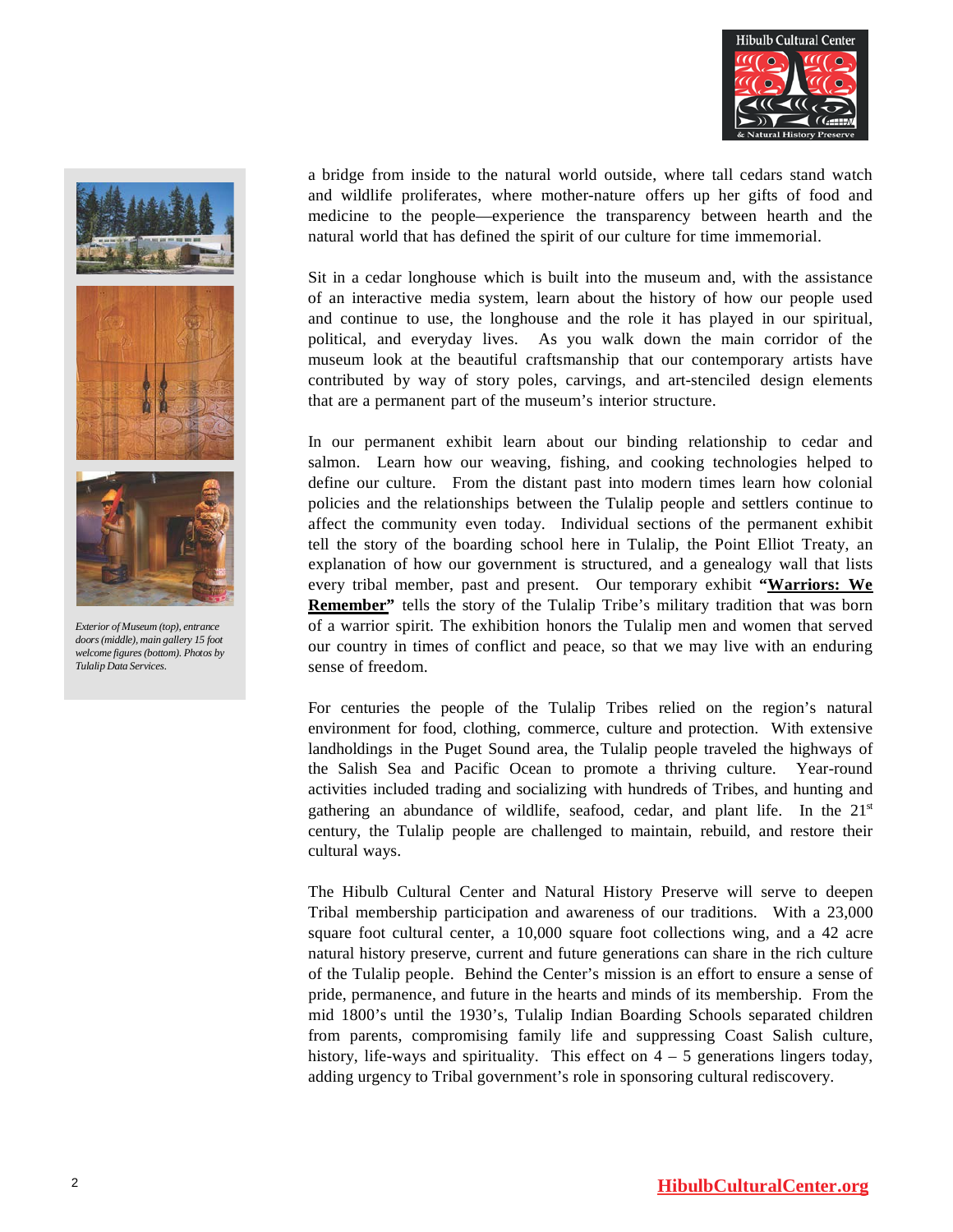a bridge from inside to the natural world outside, where tall cedars stand watch and wildlife proliferates, where mother-nature offers up her gifts of food and medicine to the people—experience the transparency between hearth and the natural world that has defined the spirit of our culture for time immemorial.

Sit in a cedar longhouse which is built into the museum and, with the assistance of an interactive media system, learn about the history of how our people used and continue to use, the longhouse and the role it has played in our spiritual, political, and everyday lives. As you walk down the main corridor of the museum look at the beautiful craftsmanship that our contemporary artists have contributed by way of story poles, carvings, and art-stenciled design elements that are a permanent part of the museum's interior structure.

In our permanent exhibit learn about our binding relationship to cedar and salmon. Learn how our weaving, fishing, and cooking technologies helped to define our culture. From the distant past into modern times learn how colonial policies and the relationships between the Tulalip people and settlers continue to affect the community even today. Individual sections of the permanent exhibit tell the story of the boarding school here in Tulalip, the Point Elliot Treaty, an explanation of how our government is structured, and a genealogy wall that lists every tribal member, past and present. Our temporary exhibit **"Warriors: We Remember"** tells the story of the Tulalip Tribe's military tradition that was born of a warrior spirit. The exhibition honors the Tulalip men and women that served our country in times of conflict and peace, so that we may live with an enduring sense of freedom.

For centuries the people of the Tulalip Tribes relied on the region's natural environment for food, clothing, commerce, culture and protection. With extensive landholdings in the Puget Sound area, the Tulalip people traveled the highways of the Salish Sea and Pacific Ocean to promote a thriving culture. Year-round activities included trading and socializing with hundreds of Tribes, and hunting and gathering an abundance of wildlife, seafood, cedar, and plant life. In the 21st century, the Tulalip people are challenged to maintain, rebuild, and restore their cultural ways.

The Hibulb Cultural Center and Natural History Preserve will serve to deepen Tribal membership participation and awareness of our traditions. With a 23,000 square foot cultural center, a 10,000 square foot collections wing, and a 42 acre natural history preserve, current and future generations can share in the rich culture of the Tulalip people. Behind the Center's mission is an effort to ensure a sense of pride, permanence, and future in the hearts and minds of its membership. From the mid 1800's until the 1930's, Tulalip Indian Boarding Schools separated children from parents, compromising family life and suppressing Coast Salish culture, history, life-ways and spirituality. This effect on 4 – 5 generations lingers today, adding urgency to Tribal government's role in sponsoring cultural rediscovery.

*Exterior of Museum (top), entrance doors (middle), main gallery 15 foot welcome figures (bottom). Photos by Tulalip Data Services.*

**HibulbCulturalCenter.org**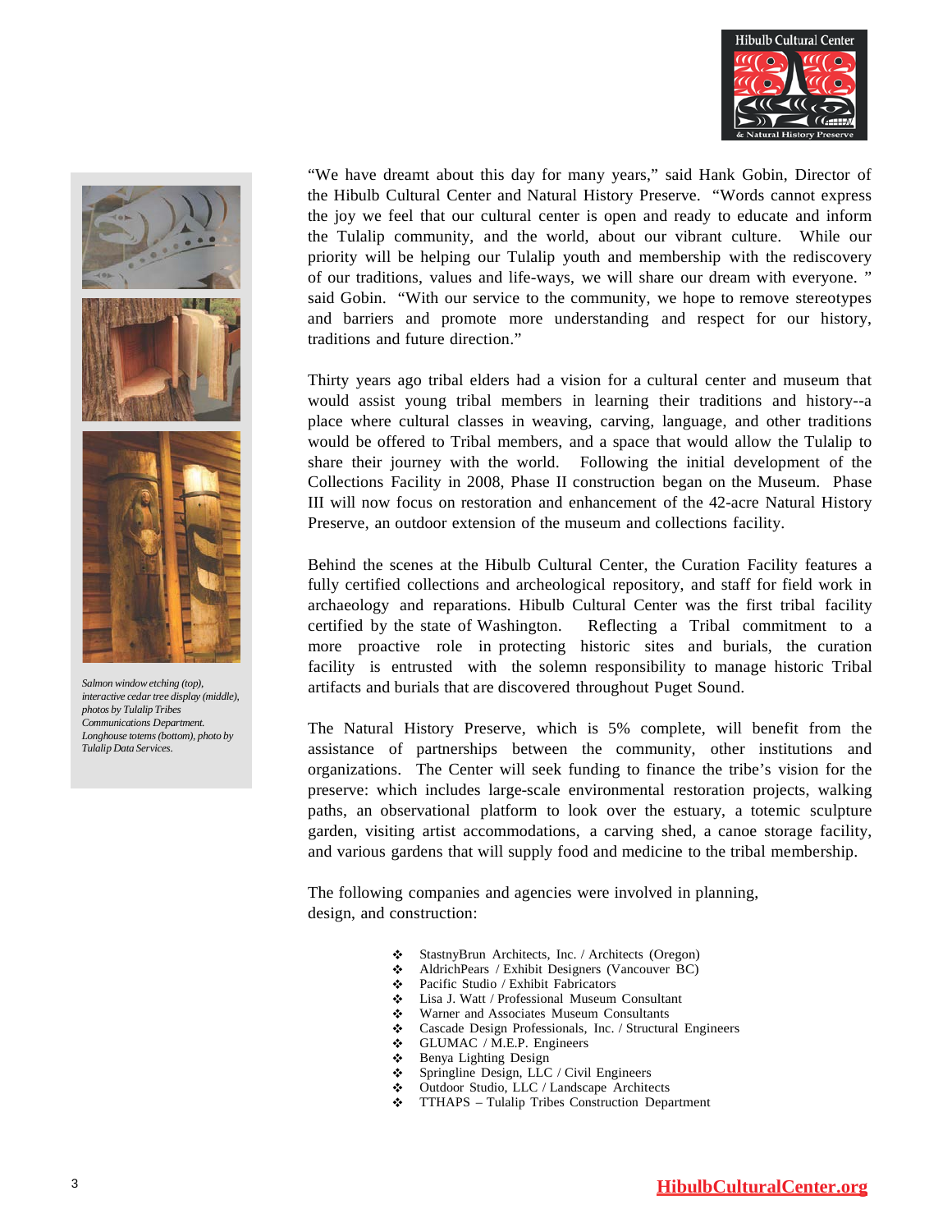"We have dreamt about this day for many years," said Hank Gobin, Director of the Hibulb Cultural Center and Natural History Preserve. "Words cannot express the joy we feel that our cultural center is open and ready to educate and inform the Tulalip community, and the world, about our vibrant culture. While our priority will be helping our Tulalip youth and membership with the rediscovery of our traditions, values and life-ways, we will share our dream with everyone. " said Gobin. "With our service to the community, we hope to remove stereotypes and barriers and promote more understanding and respect for our history, traditions and future direction."

Thirty years ago tribal elders had a vision for a cultural center and museum that would assist young tribal members in learning their traditions and history--a place where cultural classes in weaving, carving, language, and other traditions would be offered to Tribal members, and a space that would allow the Tulalip to share their journey with the world. Following the initial development of the Collections Facility in 2008, Phase II construction began on the Museum. Phase III will now focus on restoration and enhancement of the 42-acre Natural History Preserve, an outdoor extension of the museum and collections facility.

Behind the scenes at the Hibulb Cultural Center, the Curation Facility features a fully certified collections and archeological repository, and staff for field work in archaeology and reparations. Hibulb Cultural Center was the first tribal facility certified by the state of Washington. Reflecting a Tribal commitment to a more proactive role in protecting historic sites and burials, the curation facility is entrusted with the solemn responsibility to manage historic Tribal artifacts and burials that are discovered throughout Puget Sound.

The Natural History Preserve, which is 5% complete, will benefit from the assistance of partnerships between the community, other institutions and organizations. The Center will seek funding to finance the tribe's vision for the preserve: which includes large-scale environmental restoration projects, walking paths, an observational platform to look over the estuary, a totemic sculpture garden, visiting artist accommodations, a carving shed, a canoe storage facility, and various gardens that will supply food and medicine to the tribal membership.

The following companies and agencies were involved in planning, design, and construction:

- StastnyBrun Architects, Inc. / Architects (Oregon)
- AldrichPears / Exhibit Designers (Vancouver BC)
- Pacific Studio / Exhibit Fabricators
- Lisa J. Watt / Professional Museum Consultant
- Warner and Associates Museum Consultants
- Cascade Design Professionals, Inc. / Structural Engineers
- GLUMAC / M.E.P. Engineers
- Benya Lighting Design
- Springline Design, LLC / Civil Engineers
- Outdoor Studio, LLC / Landscape Architects
- TTHAPS – Tulalip Tribes Construction Department

*Salmon window etching (top), interactive cedar tree display (middle), photos by Tulalip Tribes Communications Department. Longhouse totems (bottom), photo by Tulalip Data Services.*

HibulbCulturalCenter.org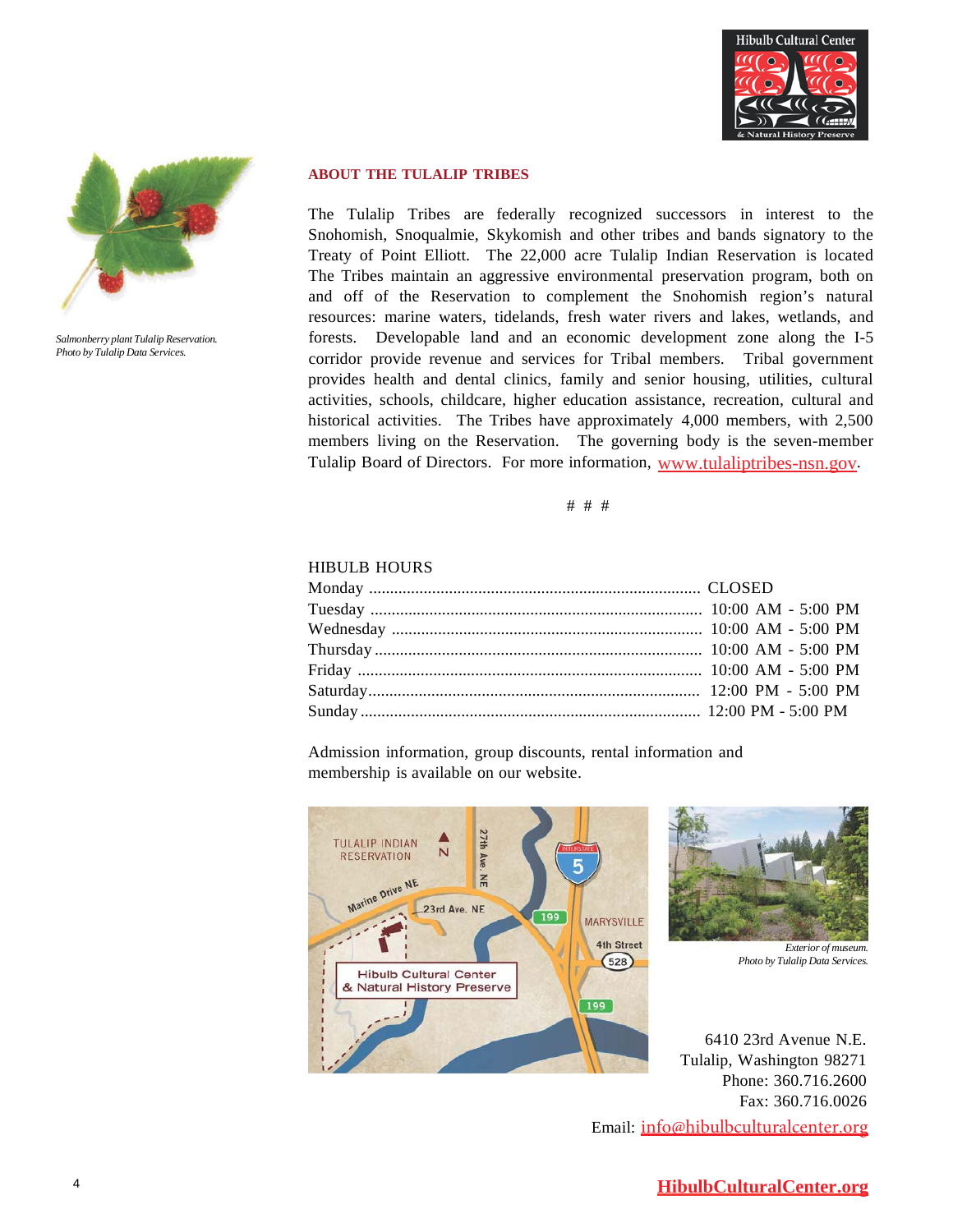Salmonberry plant Tulalip Reservation.
Photo by Tulalip Data Services.

## ABOUT THE TULALIP TRIBES

The Tulalip Tribes are federally recognized successors in interest to the Snohomish, Snoqualmie, Skykomish and other tribes and bands signatory to the Treaty of Point Elliott. The 22,000 acre Tulalip Indian Reservation is located The Tribes maintain an aggressive environmental preservation program, both on and off of the Reservation to complement the Snohomish region's natural resources: marine waters, tidelands, fresh water rivers and lakes, wetlands, and forests. Developable land and an economic development zone along the I-5 corridor provide revenue and services for Tribal members. Tribal government provides health and dental clinics, family and senior housing, utilities, cultural activities, schools, childcare, higher education assistance, recreation, cultural and historical activities. The Tribes have approximately 4,000 members, with 2,500 members living on the Reservation. The governing body is the seven-member Tulalip Board of Directors. For more information, www.tulaliptribes-nsn.gov.

# # #

HIBULB HOURS

| Day | Hours |
|---|---|
| Monday | CLOSED |
| Tuesday | 10:00 AM - 5:00 PM |
| Wednesday | 10:00 AM - 5:00 PM |
| Thursday | 10:00 AM - 5:00 PM |
| Friday | 10:00 AM - 5:00 PM |
| Saturday | 12:00 PM - 5:00 PM |
| Sunday | 12:00 PM - 5:00 PM |

Admission information, group discounts, rental information and membership is available on our website.

Exterior of museum.
Photo by Tulalip Data Services.

6410 23rd Avenue N.E.
Tulalip, Washington 98271
Phone: 360.716.2600
Fax: 360.716.0026

Email: info@hibulbculturalcenter.org

HibulbCulturalCenter.org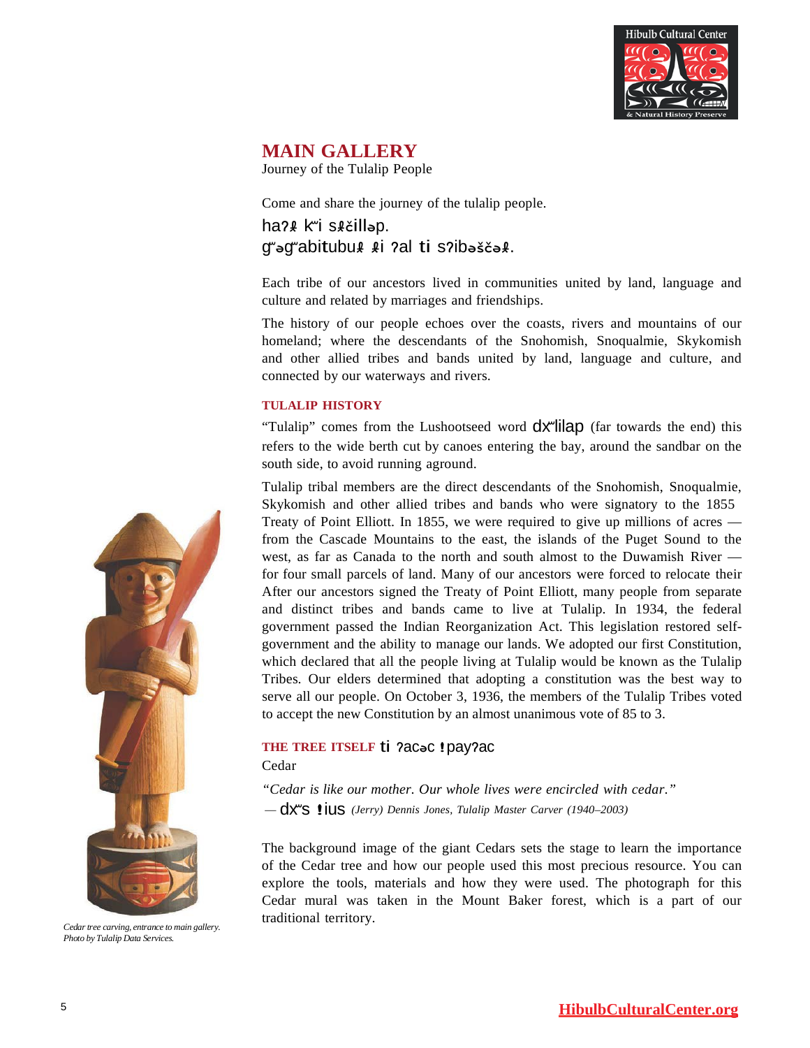## MAIN GALLERY

Journey of the Tulalip People

Come and share the journey of the tulalip people.

haʔɬ kʷi sɬčilləp.
gʷəgʷabitubuɬ ɬi ʔal ti sʔibəščəɬ.

Each tribe of our ancestors lived in communities united by land, language and culture and related by marriages and friendships.

The history of our people echoes over the coasts, rivers and mountains of our homeland; where the descendants of the Snohomish, Snoqualmie, Skykomish and other allied tribes and bands united by land, language and culture, and connected by our waterways and rivers.

### TULALIP HISTORY

"Tulalip" comes from the Lushootseed word dxʷlilap (far towards the end) this refers to the wide berth cut by canoes entering the bay, around the sandbar on the south side, to avoid running aground.

Tulalip tribal members are the direct descendants of the Snohomish, Snoqualmie, Skykomish and other allied tribes and bands who were signatory to the 1855 Treaty of Point Elliott. In 1855, we were required to give up millions of acres — from the Cascade Mountains to the east, the islands of the Puget Sound to the west, as far as Canada to the north and south almost to the Duwamish River — for four small parcels of land. Many of our ancestors were forced to relocate their After our ancestors signed the Treaty of Point Elliott, many people from separate and distinct tribes and bands came to live at Tulalip. In 1934, the federal government passed the Indian Reorganization Act. This legislation restored self-government and the ability to manage our lands. We adopted our first Constitution, which declared that all the people living at Tulalip would be known as the Tulalip Tribes. Our elders determined that adopting a constitution was the best way to serve all our people. On October 3, 1936, the members of the Tulalip Tribes voted to accept the new Constitution by an almost unanimous vote of 85 to 3.

### THE TREE ITSELF ti ʔacəc ǃpayʔac

Cedar

*"Cedar is like our mother. Our whole lives were encircled with cedar."*
— dxʷs ǃius *(Jerry) Dennis Jones, Tulalip Master Carver (1940–2003)*

The background image of the giant Cedars sets the stage to learn the importance of the Cedar tree and how our people used this most precious resource. You can explore the tools, materials and how they were used. The photograph for this Cedar mural was taken in the Mount Baker forest, which is a part of our traditional territory.

*Cedar tree carving, entrance to main gallery. Photo by Tulalip Data Services.*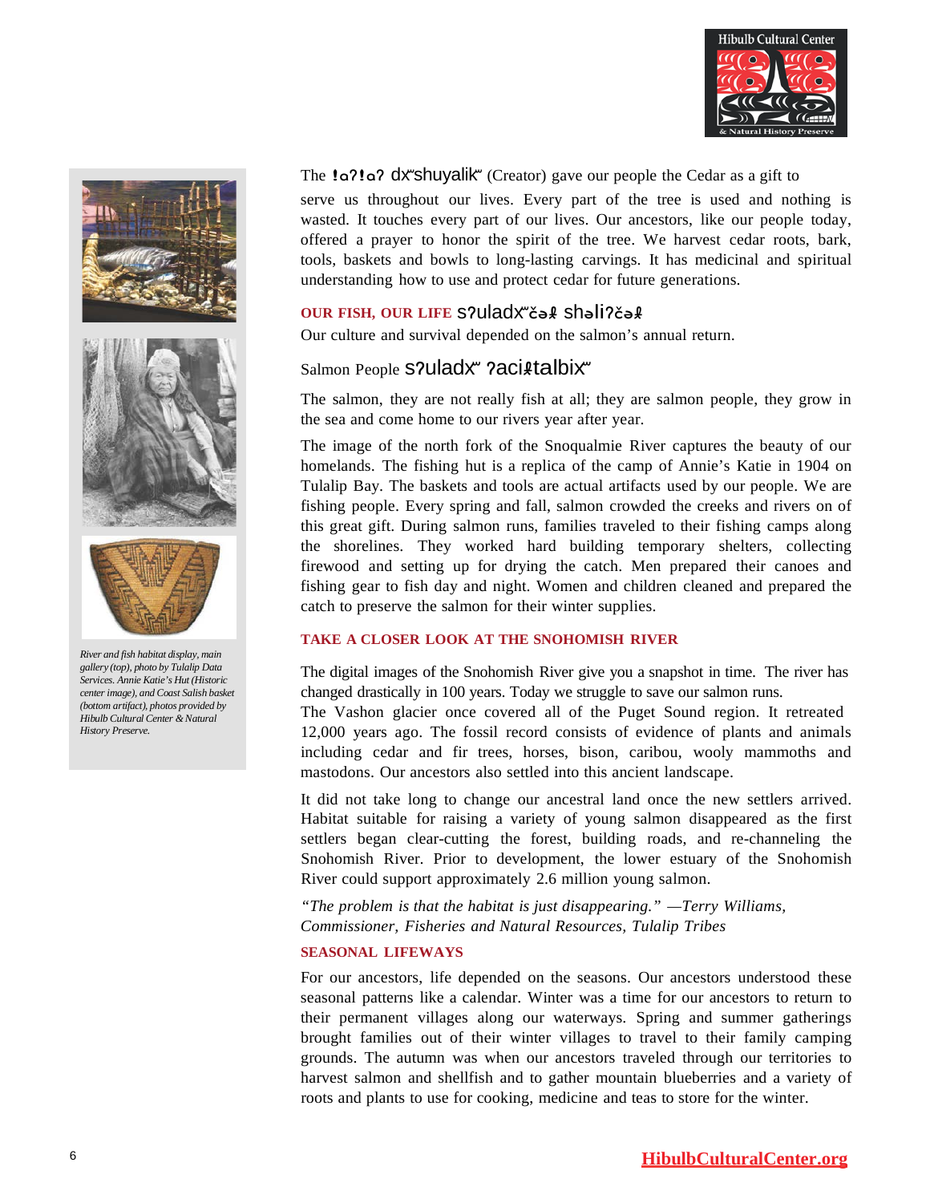The ǃɑʔǃɑʔ dxʷshuyalikʷ (Creator) gave our people the Cedar as a gift to serve us throughout our lives. Every part of the tree is used and nothing is wasted. It touches every part of our lives. Our ancestors, like our people today, offered a prayer to honor the spirit of the tree. We harvest cedar roots, bark, tools, baskets and bowls to long-lasting carvings. It has medicinal and spiritual understanding how to use and protect cedar for future generations.

### OUR FISH, OUR LIFE sʔuladxʷčəɬ shəliʔčəɬ

Our culture and survival depended on the salmon's annual return.

Salmon People sʔuladxʷ ʔaciɬtalbixʷ

The salmon, they are not really fish at all; they are salmon people, they grow in the sea and come home to our rivers year after year.

The image of the north fork of the Snoqualmie River captures the beauty of our homelands. The fishing hut is a replica of the camp of Annie's Katie in 1904 on Tulalip Bay. The baskets and tools are actual artifacts used by our people. We are fishing people. Every spring and fall, salmon crowded the creeks and rivers on of this great gift. During salmon runs, families traveled to their fishing camps along the shorelines. They worked hard building temporary shelters, collecting firewood and setting up for drying the catch. Men prepared their canoes and fishing gear to fish day and night. Women and children cleaned and prepared the catch to preserve the salmon for their winter supplies.

*River and fish habitat display, main gallery (top), photo by Tulalip Data Services. Annie Katie's Hut (Historic center image), and Coast Salish basket (bottom artifact), photos provided by Hibulb Cultural Center & Natural History Preserve.*

### TAKE A CLOSER LOOK AT THE SNOHOMISH RIVER

The digital images of the Snohomish River give you a snapshot in time. The river has changed drastically in 100 years. Today we struggle to save our salmon runs.

The Vashon glacier once covered all of the Puget Sound region. It retreated 12,000 years ago. The fossil record consists of evidence of plants and animals including cedar and fir trees, horses, bison, caribou, wooly mammoths and mastodons. Our ancestors also settled into this ancient landscape.

It did not take long to change our ancestral land once the new settlers arrived. Habitat suitable for raising a variety of young salmon disappeared as the first settlers began clear-cutting the forest, building roads, and re-channeling the Snohomish River. Prior to development, the lower estuary of the Snohomish River could support approximately 2.6 million young salmon.

*"The problem is that the habitat is just disappearing." —Terry Williams, Commissioner, Fisheries and Natural Resources, Tulalip Tribes*

### SEASONAL LIFEWAYS

For our ancestors, life depended on the seasons. Our ancestors understood these seasonal patterns like a calendar. Winter was a time for our ancestors to return to their permanent villages along our waterways. Spring and summer gatherings brought families out of their winter villages to travel to their family camping grounds. The autumn was when our ancestors traveled through our territories to harvest salmon and shellfish and to gather mountain blueberries and a variety of roots and plants to use for cooking, medicine and teas to store for the winter.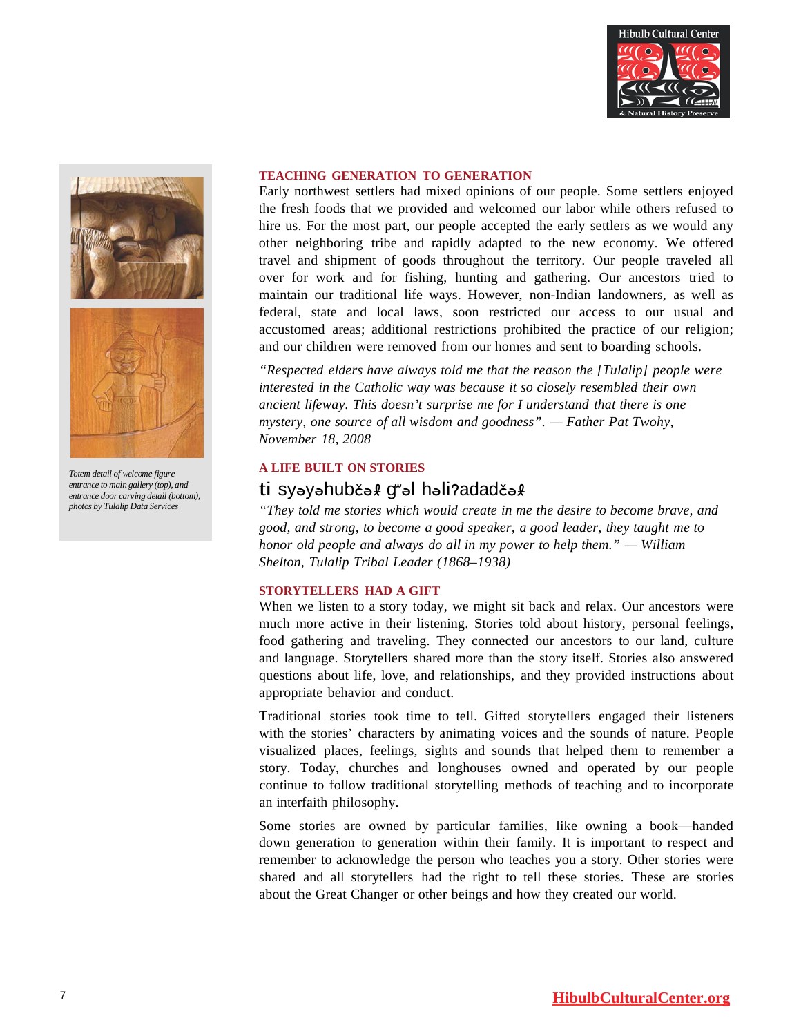*Totem detail of welcome figure entrance to main gallery (top), and entrance door carving detail (bottom), photos by Tulalip Data Services*

### TEACHING GENERATION TO GENERATION

Early northwest settlers had mixed opinions of our people. Some settlers enjoyed the fresh foods that we provided and welcomed our labor while others refused to hire us. For the most part, our people accepted the early settlers as we would any other neighboring tribe and rapidly adapted to the new economy. We offered travel and shipment of goods throughout the territory. Our people traveled all over for work and for fishing, hunting and gathering. Our ancestors tried to maintain our traditional life ways. However, non-Indian landowners, as well as federal, state and local laws, soon restricted our access to our usual and accustomed areas; additional restrictions prohibited the practice of our religion; and our children were removed from our homes and sent to boarding schools.

*"Respected elders have always told me that the reason the [Tulalip] people were interested in the Catholic way was because it so closely resembled their own ancient lifeway. This doesn't surprise me for I understand that there is one mystery, one source of all wisdom and goodness". — Father Pat Twohy, November 18, 2008*

### A LIFE BUILT ON STORIES

## ti syəyəhubčəɬ gʷəl həliʔadadčəɬ

*"They told me stories which would create in me the desire to become brave, and good, and strong, to become a good speaker, a good leader, they taught me to honor old people and always do all in my power to help them." — William Shelton, Tulalip Tribal Leader (1868–1938)*

### STORYTELLERS HAD A GIFT

When we listen to a story today, we might sit back and relax. Our ancestors were much more active in their listening. Stories told about history, personal feelings, food gathering and traveling. They connected our ancestors to our land, culture and language. Storytellers shared more than the story itself. Stories also answered questions about life, love, and relationships, and they provided instructions about appropriate behavior and conduct.

Traditional stories took time to tell. Gifted storytellers engaged their listeners with the stories' characters by animating voices and the sounds of nature. People visualized places, feelings, sights and sounds that helped them to remember a story. Today, churches and longhouses owned and operated by our people continue to follow traditional storytelling methods of teaching and to incorporate an interfaith philosophy.

Some stories are owned by particular families, like owning a book—handed down generation to generation within their family. It is important to respect and remember to acknowledge the person who teaches you a story. Other stories were shared and all storytellers had the right to tell these stories. These are stories about the Great Changer or other beings and how they created our world.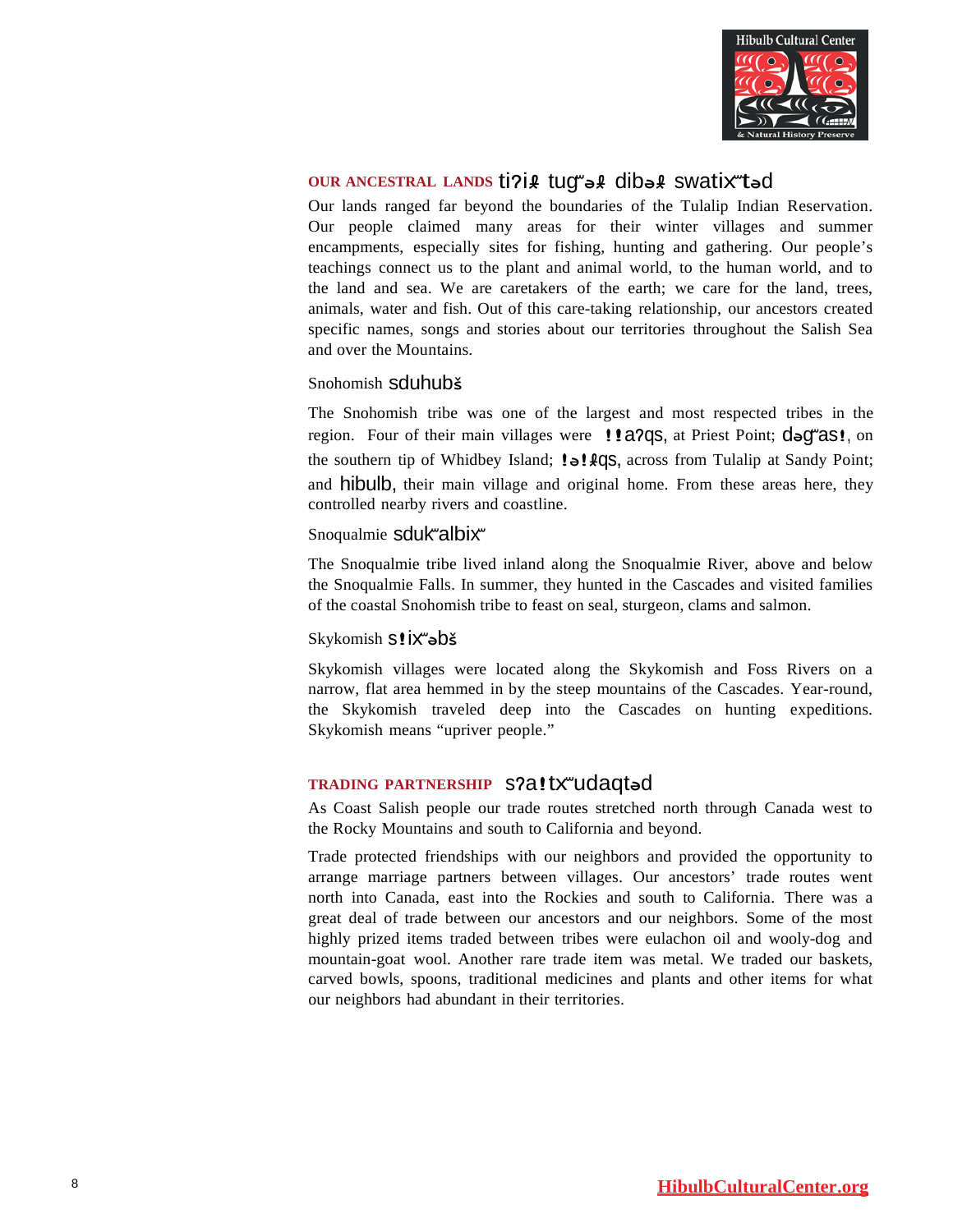## OUR ANCESTRAL LANDS ti?iɬ tugʷəɬ dibəɬ swatixʷtəd

Our lands ranged far beyond the boundaries of the Tulalip Indian Reservation. Our people claimed many areas for their winter villages and summer encampments, especially sites for fishing, hunting and gathering. Our people's teachings connect us to the plant and animal world, to the human world, and to the land and sea. We are caretakers of the earth; we care for the land, trees, animals, water and fish. Out of this care-taking relationship, our ancestors created specific names, songs and stories about our territories throughout the Salish Sea and over the Mountains.

### Snohomish sduhubš

The Snohomish tribe was one of the largest and most respected tribes in the region. Four of their main villages were !!a?qs, at Priest Point; dəgʷas!, on the southern tip of Whidbey Island; !ə!ɬqs, across from Tulalip at Sandy Point; and hibulb, their main village and original home. From these areas here, they controlled nearby rivers and coastline.

### Snoqualmie sdukʷalbixʷ

The Snoqualmie tribe lived inland along the Snoqualmie River, above and below the Snoqualmie Falls. In summer, they hunted in the Cascades and visited families of the coastal Snohomish tribe to feast on seal, sturgeon, clams and salmon.

### Skykomish s!ixʷəbš

Skykomish villages were located along the Skykomish and Foss Rivers on a narrow, flat area hemmed in by the steep mountains of the Cascades. Year-round, the Skykomish traveled deep into the Cascades on hunting expeditions. Skykomish means "upriver people."

## TRADING PARTNERSHIP s?a!txʷudaqtəd

As Coast Salish people our trade routes stretched north through Canada west to the Rocky Mountains and south to California and beyond.

Trade protected friendships with our neighbors and provided the opportunity to arrange marriage partners between villages. Our ancestors' trade routes went north into Canada, east into the Rockies and south to California. There was a great deal of trade between our ancestors and our neighbors. Some of the most highly prized items traded between tribes were eulachon oil and wooly-dog and mountain-goat wool. Another rare trade item was metal. We traded our baskets, carved bowls, spoons, traditional medicines and plants and other items for what our neighbors had abundant in their territories.

HibulbCulturalCenter.org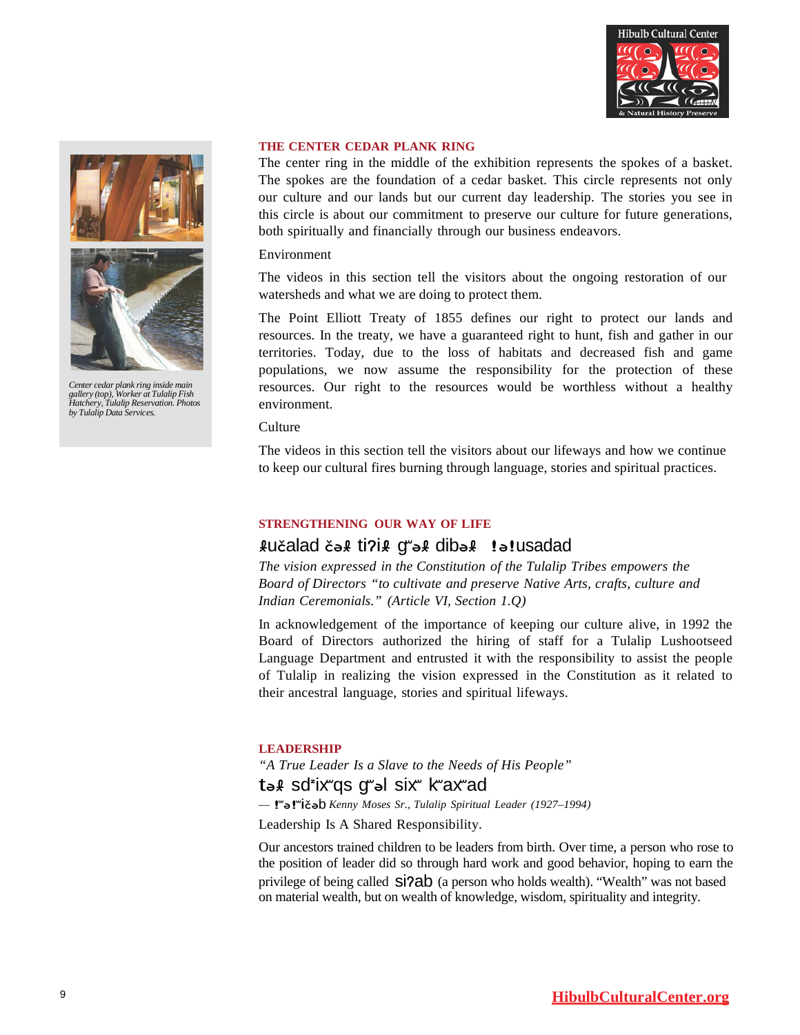### THE CENTER CEDAR PLANK RING

The center ring in the middle of the exhibition represents the spokes of a basket. The spokes are the foundation of a cedar basket. This circle represents not only our culture and our lands but our current day leadership. The stories you see in this circle is about our commitment to preserve our culture for future generations, both spiritually and financially through our business endeavors.

Environment

The videos in this section tell the visitors about the ongoing restoration of our watersheds and what we are doing to protect them.

The Point Elliott Treaty of 1855 defines our right to protect our lands and resources. In the treaty, we have a guaranteed right to hunt, fish and gather in our territories. Today, due to the loss of habitats and decreased fish and game populations, we now assume the responsibility for the protection of these resources. Our right to the resources would be worthless without a healthy environment.

Culture

The videos in this section tell the visitors about our lifeways and how we continue to keep our cultural fires burning through language, stories and spiritual practices.

*Center cedar plank ring inside main gallery (top), Worker at Tulalip Fish Hatchery, Tulalip Reservation. Photos by Tulalip Data Services.*

### STRENGTHENING OUR WAY OF LIFE

ƛ̕učalad čəƛ̕ tiʔiƛ̕ gʷəƛ̕ dibəƛ̕ ƛ̕əƛ̕usadad

*The vision expressed in the Constitution of the Tulalip Tribes empowers the Board of Directors "to cultivate and preserve Native Arts, crafts, culture and Indian Ceremonials." (Article VI, Section 1.Q)*

In acknowledgement of the importance of keeping our culture alive, in 1992 the Board of Directors authorized the hiring of staff for a Tulalip Lushootseed Language Department and entrusted it with the responsibility to assist the people of Tulalip in realizing the vision expressed in the Constitution as it related to their ancestral language, stories and spiritual lifeways.

### LEADERSHIP

*"A True Leader Is a Slave to the Needs of His People"*

təƛ̕ sdᶻixʷqs gʷəl sixʷ kʷaxʷad

— ƛ̕ʷəƛ̕ʷičəb *Kenny Moses Sr., Tulalip Spiritual Leader (1927–1994)*

Leadership Is A Shared Responsibility.

Our ancestors trained children to be leaders from birth. Over time, a person who rose to the position of leader did so through hard work and good behavior, hoping to earn the privilege of being called siʔab (a person who holds wealth). "Wealth" was not based on material wealth, but on wealth of knowledge, wisdom, spirituality and integrity.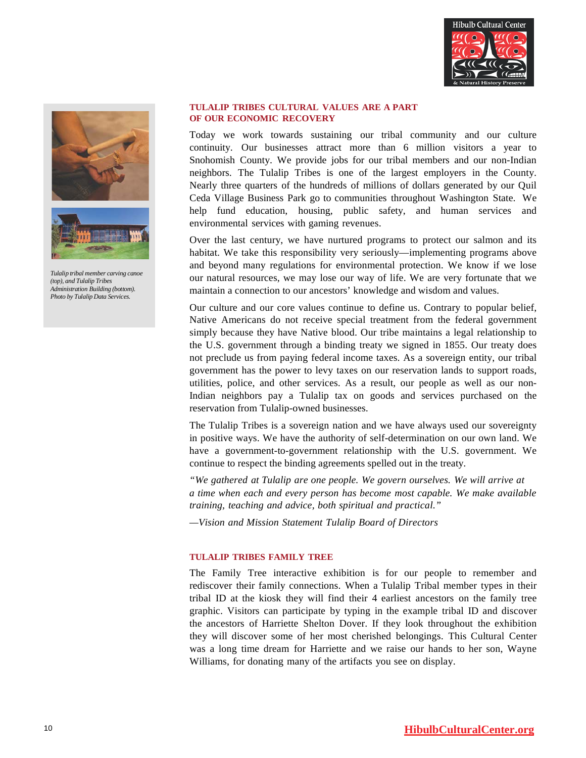Tulalip tribal member carving canoe (top), and Tulalip Tribes Administration Building (bottom). Photo by Tulalip Data Services.

## TULALIP TRIBES CULTURAL VALUES ARE A PART OF OUR ECONOMIC RECOVERY

Today we work towards sustaining our tribal community and our culture continuity. Our businesses attract more than 6 million visitors a year to Snohomish County. We provide jobs for our tribal members and our non-Indian neighbors. The Tulalip Tribes is one of the largest employers in the County. Nearly three quarters of the hundreds of millions of dollars generated by our Quil Ceda Village Business Park go to communities throughout Washington State. We help fund education, housing, public safety, and human services and environmental services with gaming revenues.

Over the last century, we have nurtured programs to protect our salmon and its habitat. We take this responsibility very seriously—implementing programs above and beyond many regulations for environmental protection. We know if we lose our natural resources, we may lose our way of life. We are very fortunate that we maintain a connection to our ancestors' knowledge and wisdom and values.

Our culture and our core values continue to define us. Contrary to popular belief, Native Americans do not receive special treatment from the federal government simply because they have Native blood. Our tribe maintains a legal relationship to the U.S. government through a binding treaty we signed in 1855. Our treaty does not preclude us from paying federal income taxes. As a sovereign entity, our tribal government has the power to levy taxes on our reservation lands to support roads, utilities, police, and other services. As a result, our people as well as our non-Indian neighbors pay a Tulalip tax on goods and services purchased on the reservation from Tulalip-owned businesses.

The Tulalip Tribes is a sovereign nation and we have always used our sovereignty in positive ways. We have the authority of self-determination on our own land. We have a government-to-government relationship with the U.S. government. We continue to respect the binding agreements spelled out in the treaty.

*"We gathered at Tulalip are one people. We govern ourselves. We will arrive at a time when each and every person has become most capable. We make available training, teaching and advice, both spiritual and practical."*

*—Vision and Mission Statement Tulalip Board of Directors*

## TULALIP TRIBES FAMILY TREE

The Family Tree interactive exhibition is for our people to remember and rediscover their family connections. When a Tulalip Tribal member types in their tribal ID at the kiosk they will find their 4 earliest ancestors on the family tree graphic. Visitors can participate by typing in the example tribal ID and discover the ancestors of Harriette Shelton Dover. If they look throughout the exhibition they will discover some of her most cherished belongings. This Cultural Center was a long time dream for Harriette and we raise our hands to her son, Wayne Williams, for donating many of the artifacts you see on display.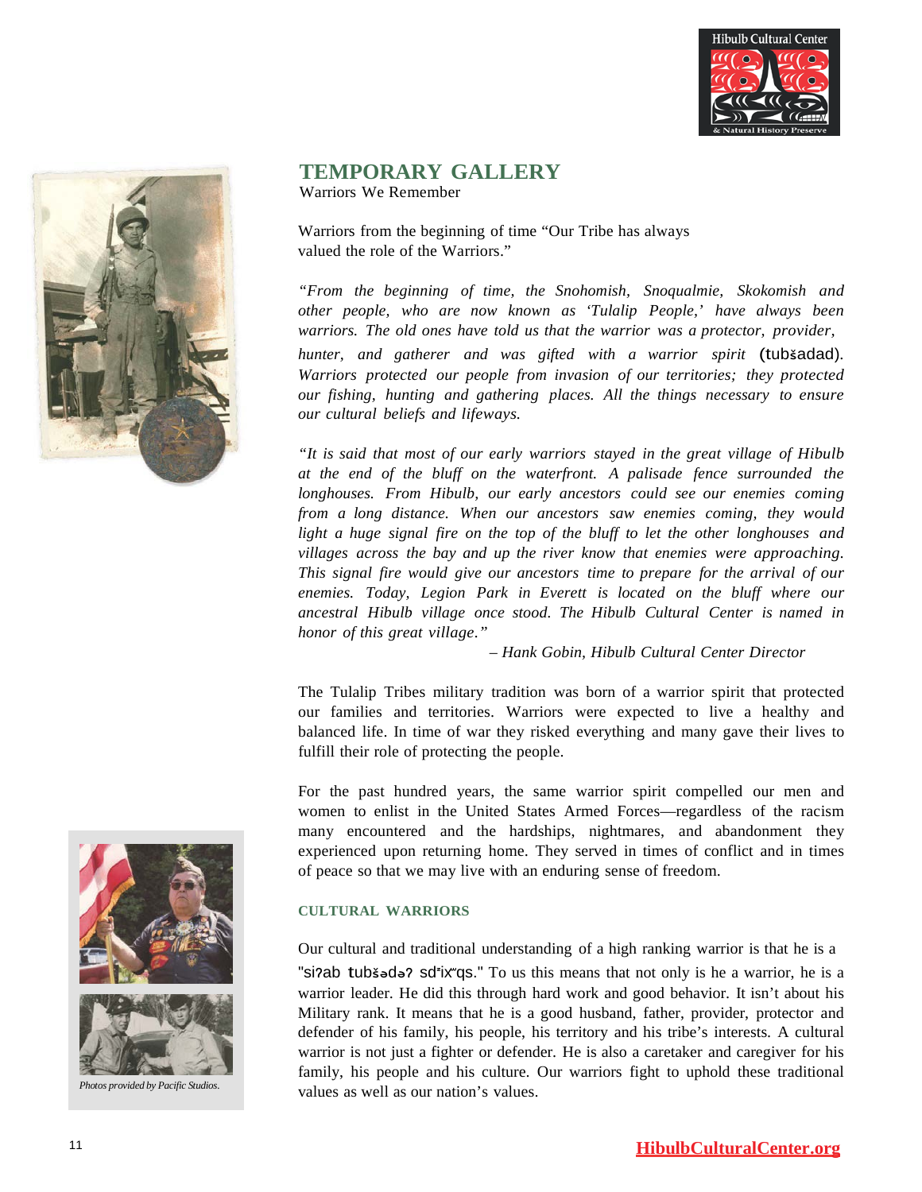## TEMPORARY GALLERY

Warriors We Remember

Warriors from the beginning of time "Our Tribe has always valued the role of the Warriors."

*"From the beginning of time, the Snohomish, Snoqualmie, Skokomish and other people, who are now known as 'Tulalip People,' have always been warriors. The old ones have told us that the warrior was a protector, provider, hunter, and gatherer and was gifted with a warrior spirit* (tubšadad). *Warriors protected our people from invasion of our territories; they protected our fishing, hunting and gathering places. All the things necessary to ensure our cultural beliefs and lifeways.*

*"It is said that most of our early warriors stayed in the great village of Hibulb at the end of the bluff on the waterfront. A palisade fence surrounded the longhouses. From Hibulb, our early ancestors could see our enemies coming from a long distance. When our ancestors saw enemies coming, they would light a huge signal fire on the top of the bluff to let the other longhouses and villages across the bay and up the river know that enemies were approaching. This signal fire would give our ancestors time to prepare for the arrival of our enemies. Today, Legion Park in Everett is located on the bluff where our ancestral Hibulb village once stood. The Hibulb Cultural Center is named in honor of this great village."*

*– Hank Gobin, Hibulb Cultural Center Director*

The Tulalip Tribes military tradition was born of a warrior spirit that protected our families and territories. Warriors were expected to live a healthy and balanced life. In time of war they risked everything and many gave their lives to fulfill their role of protecting the people.

For the past hundred years, the same warrior spirit compelled our men and women to enlist in the United States Armed Forces—regardless of the racism many encountered and the hardships, nightmares, and abandonment they experienced upon returning home. They served in times of conflict and in times of peace so that we may live with an enduring sense of freedom.

### CULTURAL WARRIORS

Our cultural and traditional understanding of a high ranking warrior is that he is a "siʔab ƛubšədəʔ sdᶻixʷqs." To us this means that not only is he a warrior, he is a warrior leader. He did this through hard work and good behavior. It isn't about his Military rank. It means that he is a good husband, father, provider, protector and defender of his family, his people, his territory and his tribe's interests. A cultural warrior is not just a fighter or defender. He is also a caretaker and caregiver for his family, his people and his culture. Our warriors fight to uphold these traditional values as well as our nation's values.

*Photos provided by Pacific Studios.*

HibulbCulturalCenter.org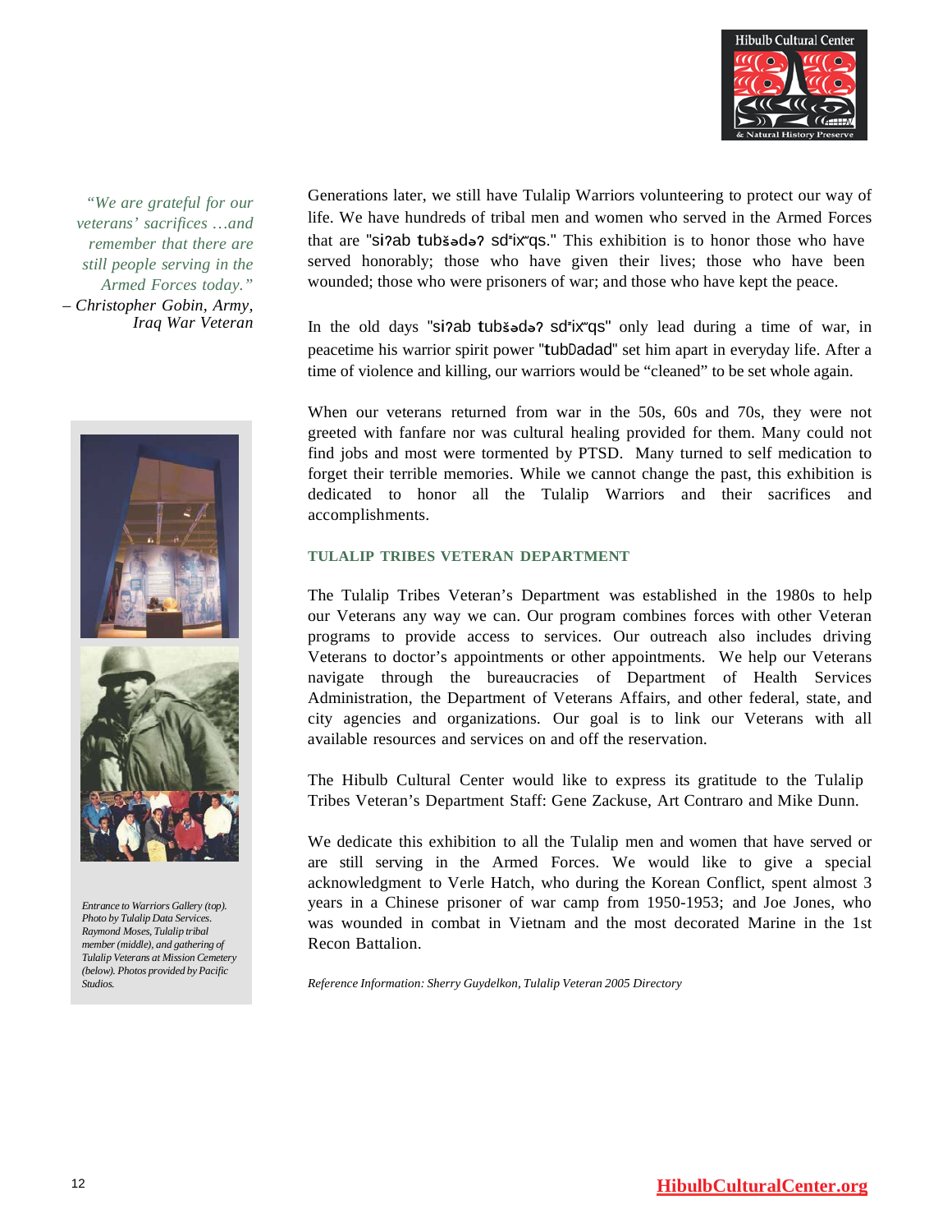*"We are grateful for our veterans' sacrifices …and remember that there are still people serving in the Armed Forces today."*
*– Christopher Gobin, Army, Iraq War Veteran*

Generations later, we still have Tulalip Warriors volunteering to protect our way of life. We have hundreds of tribal men and women who served in the Armed Forces that are "siʔab tubšədəʔ sdᶻixʷqs." This exhibition is to honor those who have served honorably; those who have given their lives; those who have been wounded; those who were prisoners of war; and those who have kept the peace.

In the old days "siʔab tubšədəʔ sdᶻixʷqs" only lead during a time of war, in peacetime his warrior spirit power "tubDadad" set him apart in everyday life. After a time of violence and killing, our warriors would be "cleaned" to be set whole again.

When our veterans returned from war in the 50s, 60s and 70s, they were not greeted with fanfare nor was cultural healing provided for them. Many could not find jobs and most were tormented by PTSD. Many turned to self medication to forget their terrible memories. While we cannot change the past, this exhibition is dedicated to honor all the Tulalip Warriors and their sacrifices and accomplishments.

### TULALIP TRIBES VETERAN DEPARTMENT

The Tulalip Tribes Veteran's Department was established in the 1980s to help our Veterans any way we can. Our program combines forces with other Veteran programs to provide access to services. Our outreach also includes driving Veterans to doctor's appointments or other appointments. We help our Veterans navigate through the bureaucracies of Department of Health Services Administration, the Department of Veterans Affairs, and other federal, state, and city agencies and organizations. Our goal is to link our Veterans with all available resources and services on and off the reservation.

The Hibulb Cultural Center would like to express its gratitude to the Tulalip Tribes Veteran's Department Staff: Gene Zackuse, Art Contraro and Mike Dunn.

We dedicate this exhibition to all the Tulalip men and women that have served or are still serving in the Armed Forces. We would like to give a special acknowledgment to Verle Hatch, who during the Korean Conflict, spent almost 3 years in a Chinese prisoner of war camp from 1950-1953; and Joe Jones, who was wounded in combat in Vietnam and the most decorated Marine in the 1st Recon Battalion.

*Entrance to Warriors Gallery (top). Photo by Tulalip Data Services. Raymond Moses, Tulalip tribal member (middle), and gathering of Tulalip Veterans at Mission Cemetery (below). Photos provided by Pacific Studios.*

*Reference Information: Sherry Guydelkon, Tulalip Veteran 2005 Directory*

HibulbCulturalCenter.org